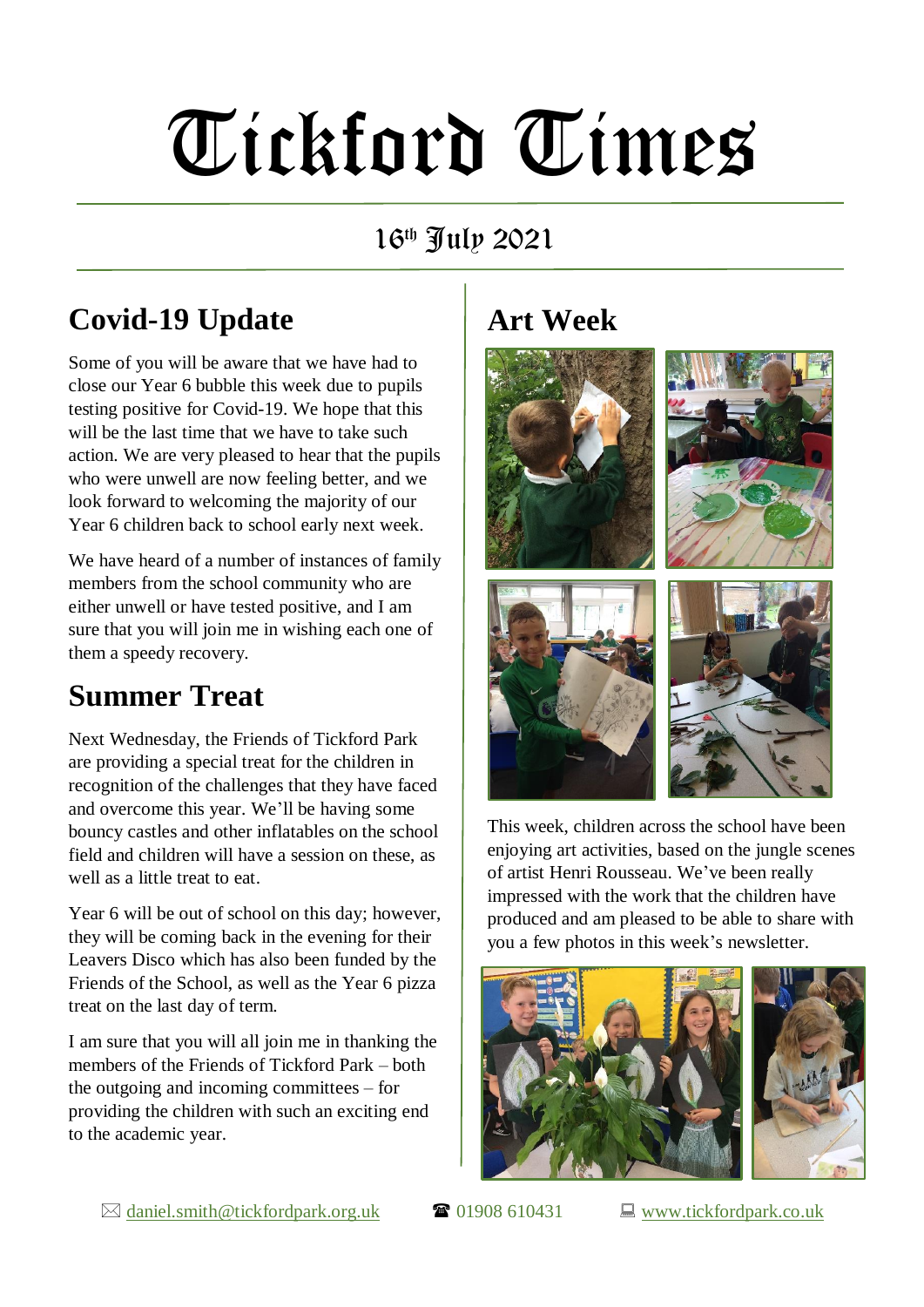# Tickford Times

16th July 2021

## Covid-19 Update

Some of you will be aware that we have had to close our Year 6 bubble this week due to pupils testing positive for Covid-19. We hope that this will be the last time that we have to take such action. We are very pleased to hear that the pupils who were unwell are now feeling better, and we look forward to welcoming the majority of our Year 6 children back to school early next week.

We have heard of a number of instances of family members from the school community who are either unwell or have tested positive, and I am sure that you will join me in wishing each one of them a speedy recovery.

## Summer Treat

Next Wednesday, the Friends of Tickford Park are providing a special treat for the children in recognition of the challenges that they have faced and overcome this year. We'll be having some bouncy castles and other inflatables on the school field and children will have a session on these, as well as a little treat to eat.

Year 6 will be out of school on this day; however, they will be coming back in the evening for their Leavers Disco which has also been funded by the Friends of the School, as well as the Year 6 pizza treat on the last day of term.

I am sure that you will all join me in thanking the members of the Friends of Tickford Park – both the outgoing and incoming committees – for providing the children with such an exciting end to the academic year.

## Art Week

This week, children across the school have been enjoying art activities, based on the jungle scenes of artist Henri Rousseau. We've been really impressed with the work that the children have produced and am pleased to be able to share with you a few photos in this week's newsletter.

✉ daniel.smith@tickfordpark.org.uk ☎ 01908 610431 💻 www.tickfordpark.co.uk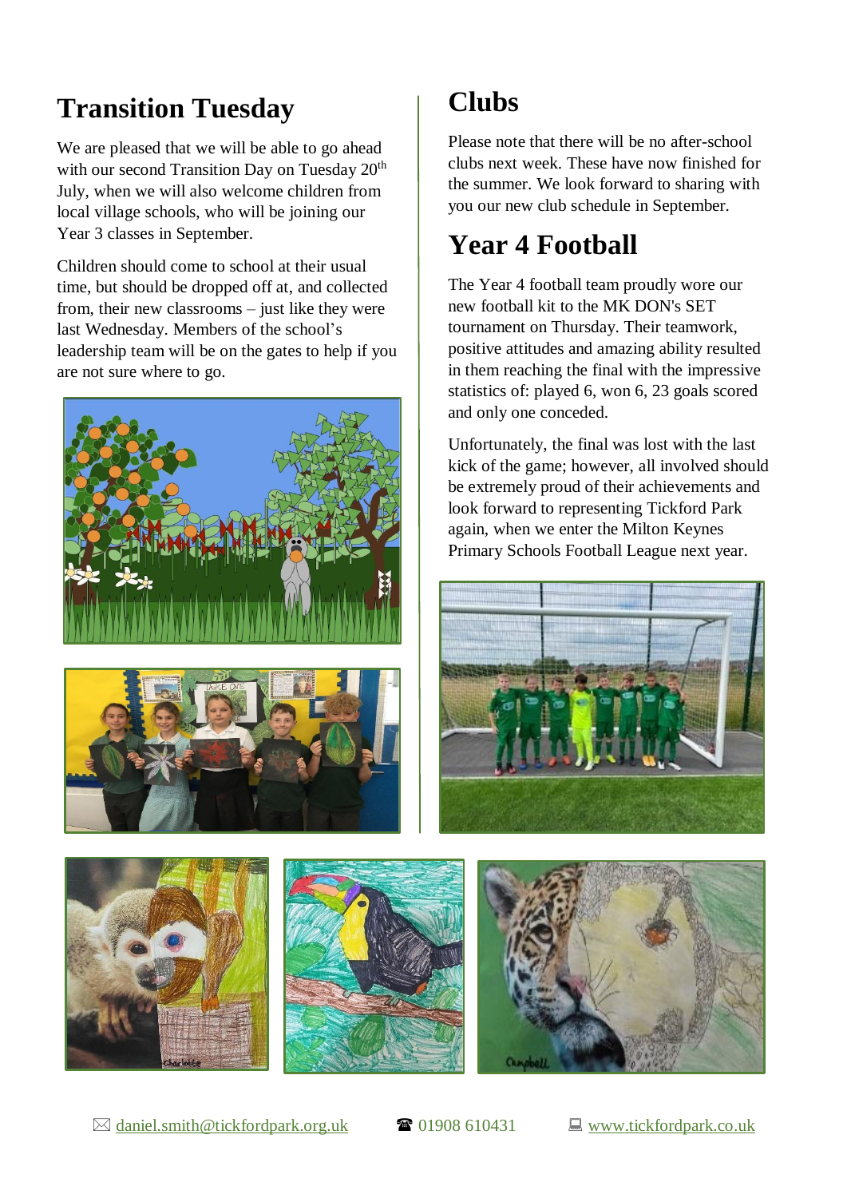# Transition Tuesday

We are pleased that we will be able to go ahead with our second Transition Day on Tuesday 20th July, when we will also welcome children from local village schools, who will be joining our Year 3 classes in September.

Children should come to school at their usual time, but should be dropped off at, and collected from, their new classrooms – just like they were last Wednesday. Members of the school's leadership team will be on the gates to help if you are not sure where to go.

# Clubs

Please note that there will be no after-school clubs next week. These have now finished for the summer. We look forward to sharing with you our new club schedule in September.

# Year 4 Football

The Year 4 football team proudly wore our new football kit to the MK DON's SET tournament on Thursday. Their teamwork, positive attitudes and amazing ability resulted in them reaching the final with the impressive statistics of: played 6, won 6, 23 goals scored and only one conceded.

Unfortunately, the final was lost with the last kick of the game; however, all involved should be extremely proud of their achievements and look forward to representing Tickford Park again, when we enter the Milton Keynes Primary Schools Football League next year.

✉ daniel.smith@tickfordpark.org.uk ☎ 01908 610431 💻 www.tickfordpark.co.uk